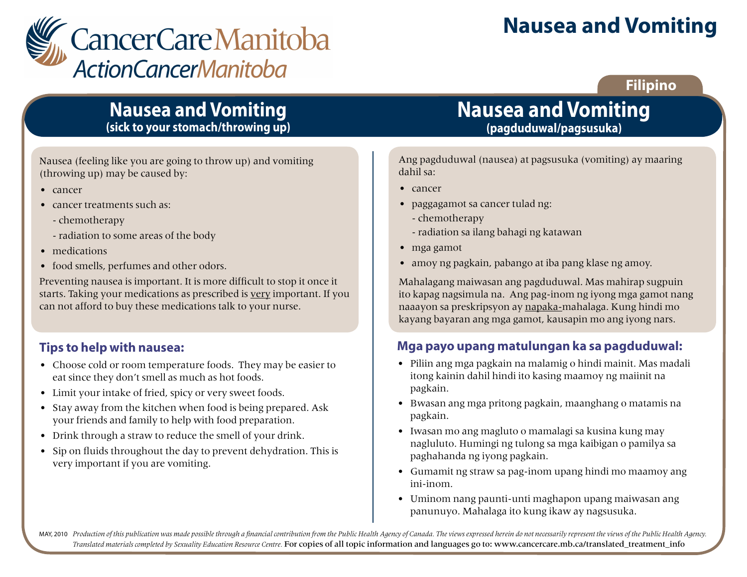CancerCare Manitoba
ActionCancerManitoba

# Nausea and Vomiting

Filipino

## Nausea and Vomiting

**(sick to your stomach/throwing up)**

Nausea (feeling like you are going to throw up) and vomiting (throwing up) may be caused by:

- cancer
- cancer treatments such as:
  - chemotherapy
  - radiation to some areas of the body
- medications
- food smells, perfumes and other odors.

Preventing nausea is important. It is more difficult to stop it once it starts. Taking your medications as prescribed is <u>very</u> important. If you can not afford to buy these medications talk to your nurse.

### Tips to help with nausea:

- Choose cold or room temperature foods. They may be easier to eat since they don't smell as much as hot foods.
- Limit your intake of fried, spicy or very sweet foods.
- Stay away from the kitchen when food is being prepared. Ask your friends and family to help with food preparation.
- Drink through a straw to reduce the smell of your drink.
- Sip on fluids throughout the day to prevent dehydration. This is very important if you are vomiting.

## Nausea and Vomiting

**(pagduduwal/pagsusuka)**

Ang pagduduwal (nausea) at pagsusuka (vomiting) ay maaring dahil sa:

- cancer
- paggagamot sa cancer tulad ng:
  - chemotherapy
  - radiation sa ilang bahagi ng katawan
- mga gamot
- amoy ng pagkain, pabango at iba pang klase ng amoy.

Mahalagang maiwasan ang pagduduwal. Mas mahirap sugpuin ito kapag nagsimula na. Ang pag-inom ng iyong mga gamot nang naaayon sa preskripsyon ay <u>napaka-</u>mahalaga. Kung hindi mo kayang bayaran ang mga gamot, kausapin mo ang iyong nars.

### Mga payo upang matulungan ka sa pagduduwal:

- Piliin ang mga pagkain na malamig o hindi mainit. Mas madali itong kainin dahil hindi ito kasing maamoy ng maiinit na pagkain.
- Bwasan ang mga pritong pagkain, maanghang o matamis na pagkain.
- Iwasan mo ang magluto o mamalagi sa kusina kung may nagluluto. Humingi ng tulong sa mga kaibigan o pamilya sa paghahanda ng iyong pagkain.
- Gumamit ng straw sa pag-inom upang hindi mo maamoy ang ini-inom.
- Uminom nang paunti-unti maghapon upang maiwasan ang panunuyo. Mahalaga ito kung ikaw ay nagsusuka.

MAY, 2010 *Production of this publication was made possible through a financial contribution from the Public Health Agency of Canada. The views expressed herein do not necessarily represent the views of the Public Health Agency. Translated materials completed by Sexuality Education Resource Centre.* For copies of all topic information and languages go to: www.cancercare.mb.ca/translated_treatment_info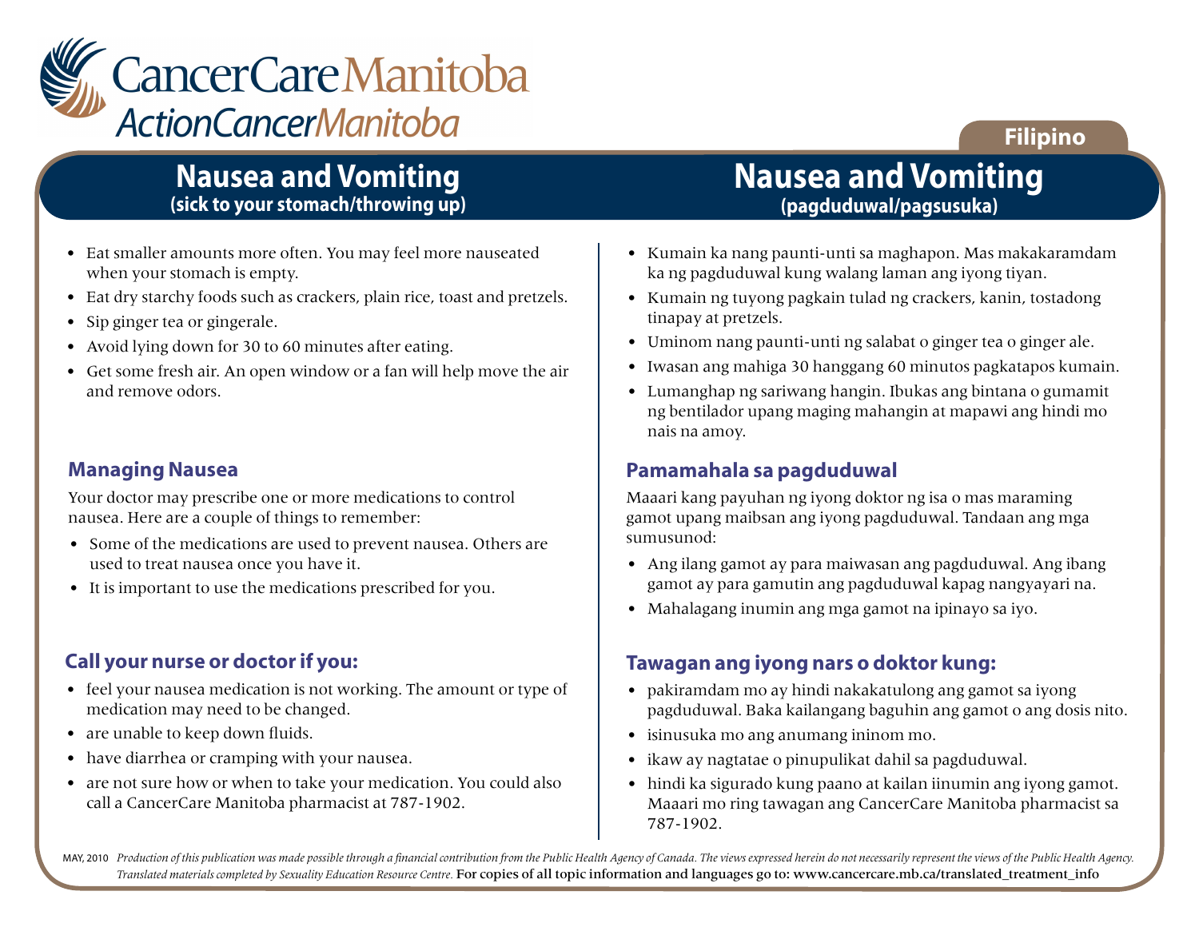CancerCare Manitoba
ActionCancerManitoba

Filipino

# Nausea and Vomiting
**(sick to your stomach/throwing up)**

- Eat smaller amounts more often. You may feel more nauseated when your stomach is empty.
- Eat dry starchy foods such as crackers, plain rice, toast and pretzels.
- Sip ginger tea or gingerale.
- Avoid lying down for 30 to 60 minutes after eating.
- Get some fresh air. An open window or a fan will help move the air and remove odors.

## Managing Nausea

Your doctor may prescribe one or more medications to control nausea. Here are a couple of things to remember:

- Some of the medications are used to prevent nausea. Others are used to treat nausea once you have it.
- It is important to use the medications prescribed for you.

## Call your nurse or doctor if you:

- feel your nausea medication is not working. The amount or type of medication may need to be changed.
- are unable to keep down fluids.
- have diarrhea or cramping with your nausea.
- are not sure how or when to take your medication. You could also call a CancerCare Manitoba pharmacist at 787-1902.

# Nausea and Vomiting
**(pagduduwal/pagsusuka)**

- Kumain ka nang paunti-unti sa maghapon. Mas makakaramdam ka ng pagduduwal kung walang laman ang iyong tiyan.
- Kumain ng tuyong pagkain tulad ng crackers, kanin, tostadong tinapay at pretzels.
- Uminom nang paunti-unti ng salabat o ginger tea o ginger ale.
- Iwasan ang mahiga 30 hanggang 60 minutos pagkatapos kumain.
- Lumanghap ng sariwang hangin. Ibukas ang bintana o gumamit ng bentilador upang maging mahangin at mapawi ang hindi mo nais na amoy.

## Pamamahala sa pagduduwal

Maaari kang payuhan ng iyong doktor ng isa o mas maraming gamot upang maibsan ang iyong pagduduwal. Tandaan ang mga sumusunod:

- Ang ilang gamot ay para maiwasan ang pagduduwal. Ang ibang gamot ay para gamutin ang pagduduwal kapag nangyayari na.
- Mahalagang inumin ang mga gamot na ipinayo sa iyo.

## Tawagan ang iyong nars o doktor kung:

- pakiramdam mo ay hindi nakakatulong ang gamot sa iyong pagduduwal. Baka kailangang baguhin ang gamot o ang dosis nito.
- isinusuka mo ang anumang ininom mo.
- ikaw ay nagtatae o pinupulikat dahil sa pagduduwal.
- hindi ka sigurado kung paano at kailan iinumin ang iyong gamot. Maaari mo ring tawagan ang CancerCare Manitoba pharmacist sa 787-1902.

MAY, 2010 *Production of this publication was made possible through a financial contribution from the Public Health Agency of Canada. The views expressed herein do not necessarily represent the views of the Public Health Agency. Translated materials completed by Sexuality Education Resource Centre.* For copies of all topic information and languages go to: www.cancercare.mb.ca/translated_treatment_info